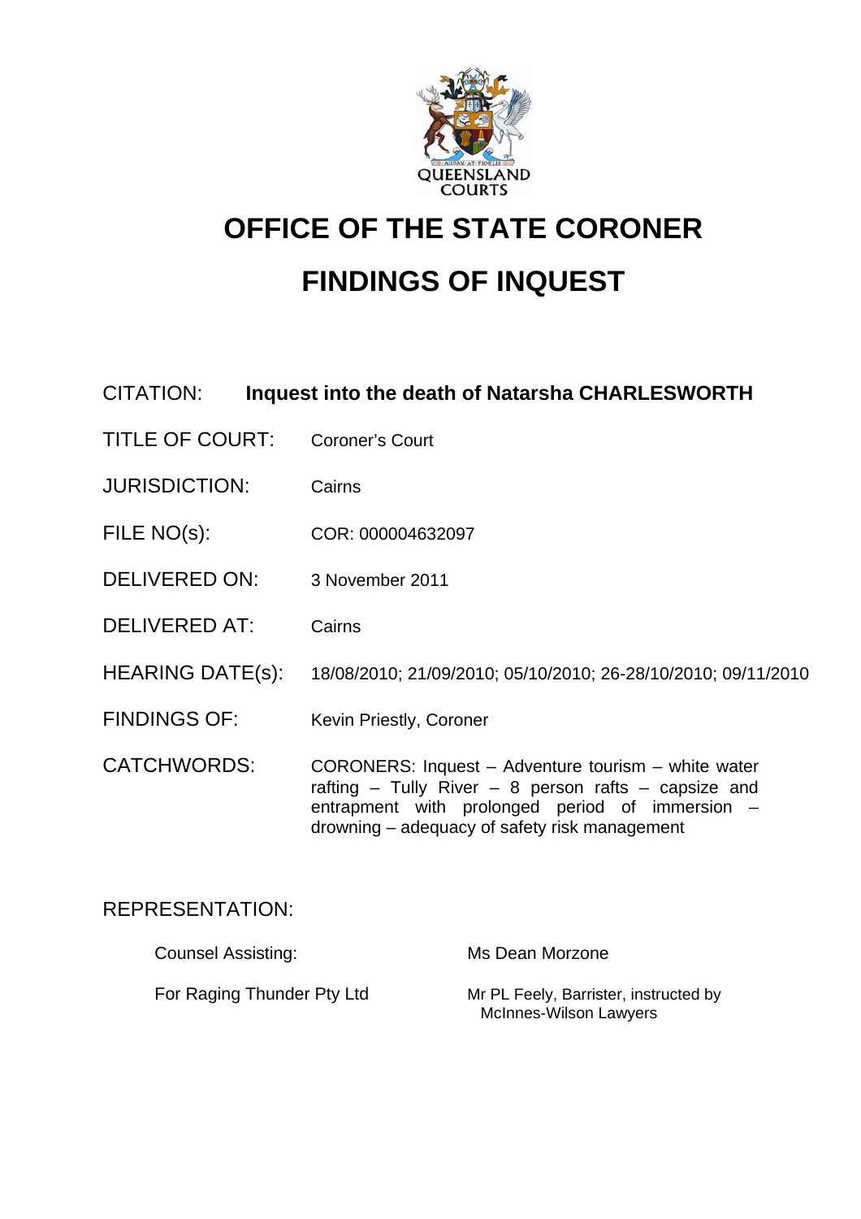# OFFICE OF THE STATE CORONER

# FINDINGS OF INQUEST

CITATION: **Inquest into the death of Natarsha CHARLESWORTH**

TITLE OF COURT: Coroner's Court

JURISDICTION: Cairns

FILE NO(s): COR: 000004632097

DELIVERED ON: 3 November 2011

DELIVERED AT: Cairns

HEARING DATE(s): 18/08/2010; 21/09/2010; 05/10/2010; 26-28/10/2010; 09/11/2010

FINDINGS OF: Kevin Priestly, Coroner

CATCHWORDS: CORONERS: Inquest – Adventure tourism – white water rafting – Tully River – 8 person rafts – capsize and entrapment with prolonged period of immersion – drowning – adequacy of safety risk management

REPRESENTATION:

Counsel Assisting: Ms Dean Morzone

For Raging Thunder Pty Ltd: Mr PL Feely, Barrister, instructed by McInnes-Wilson Lawyers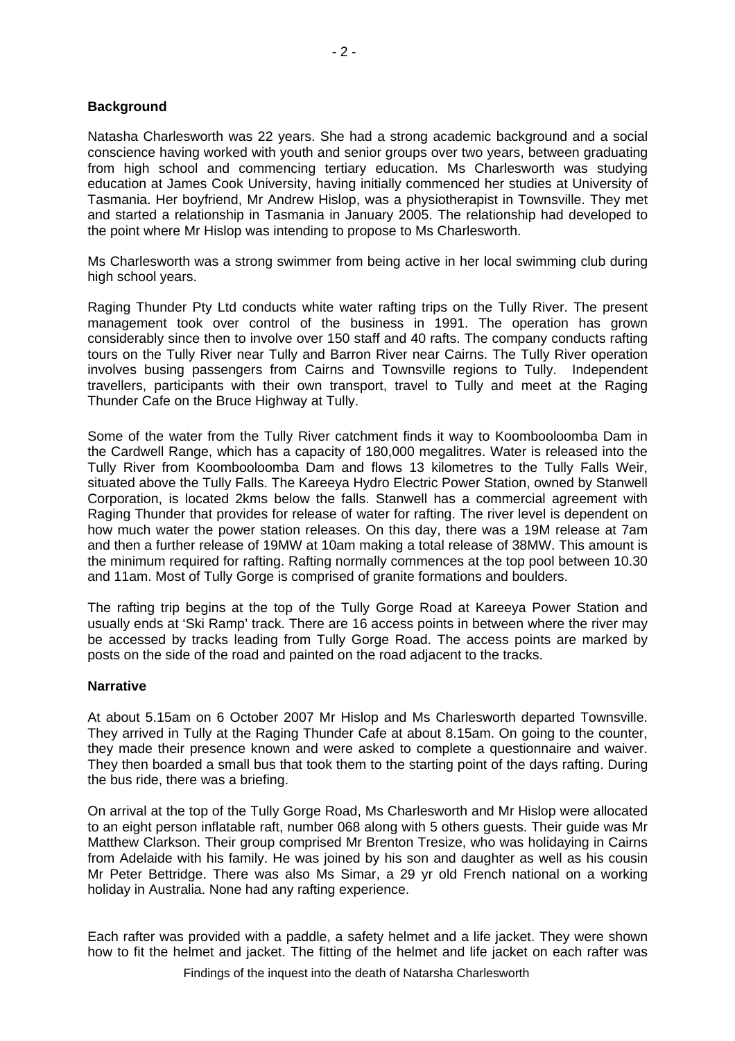## Background

Natasha Charlesworth was 22 years. She had a strong academic background and a social conscience having worked with youth and senior groups over two years, between graduating from high school and commencing tertiary education. Ms Charlesworth was studying education at James Cook University, having initially commenced her studies at University of Tasmania. Her boyfriend, Mr Andrew Hislop, was a physiotherapist in Townsville. They met and started a relationship in Tasmania in January 2005. The relationship had developed to the point where Mr Hislop was intending to propose to Ms Charlesworth.

Ms Charlesworth was a strong swimmer from being active in her local swimming club during high school years.

Raging Thunder Pty Ltd conducts white water rafting trips on the Tully River. The present management took over control of the business in 1991. The operation has grown considerably since then to involve over 150 staff and 40 rafts. The company conducts rafting tours on the Tully River near Tully and Barron River near Cairns. The Tully River operation involves busing passengers from Cairns and Townsville regions to Tully. Independent travellers, participants with their own transport, travel to Tully and meet at the Raging Thunder Cafe on the Bruce Highway at Tully.

Some of the water from the Tully River catchment finds it way to Koombooloomba Dam in the Cardwell Range, which has a capacity of 180,000 megalitres. Water is released into the Tully River from Koombooloomba Dam and flows 13 kilometres to the Tully Falls Weir, situated above the Tully Falls. The Kareeya Hydro Electric Power Station, owned by Stanwell Corporation, is located 2kms below the falls. Stanwell has a commercial agreement with Raging Thunder that provides for release of water for rafting. The river level is dependent on how much water the power station releases. On this day, there was a 19M release at 7am and then a further release of 19MW at 10am making a total release of 38MW. This amount is the minimum required for rafting. Rafting normally commences at the top pool between 10.30 and 11am. Most of Tully Gorge is comprised of granite formations and boulders.

The rafting trip begins at the top of the Tully Gorge Road at Kareeya Power Station and usually ends at 'Ski Ramp' track. There are 16 access points in between where the river may be accessed by tracks leading from Tully Gorge Road. The access points are marked by posts on the side of the road and painted on the road adjacent to the tracks.

## Narrative

At about 5.15am on 6 October 2007 Mr Hislop and Ms Charlesworth departed Townsville. They arrived in Tully at the Raging Thunder Cafe at about 8.15am. On going to the counter, they made their presence known and were asked to complete a questionnaire and waiver. They then boarded a small bus that took them to the starting point of the days rafting. During the bus ride, there was a briefing.

On arrival at the top of the Tully Gorge Road, Ms Charlesworth and Mr Hislop were allocated to an eight person inflatable raft, number 068 along with 5 others guests. Their guide was Mr Matthew Clarkson. Their group comprised Mr Brenton Tresize, who was holidaying in Cairns from Adelaide with his family. He was joined by his son and daughter as well as his cousin Mr Peter Bettridge. There was also Ms Simar, a 29 yr old French national on a working holiday in Australia. None had any rafting experience.

Each rafter was provided with a paddle, a safety helmet and a life jacket. They were shown how to fit the helmet and jacket. The fitting of the helmet and life jacket on each rafter was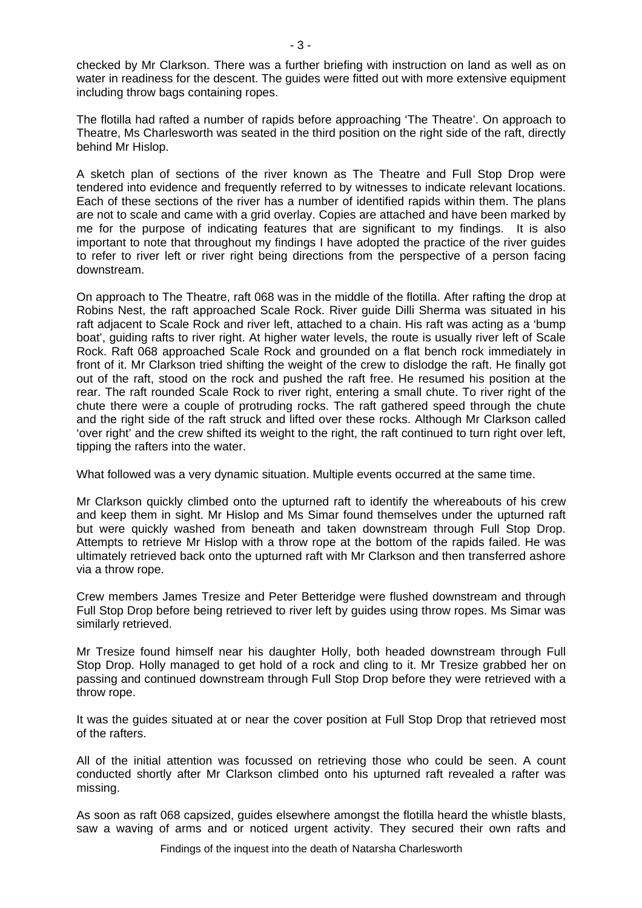checked by Mr Clarkson. There was a further briefing with instruction on land as well as on water in readiness for the descent. The guides were fitted out with more extensive equipment including throw bags containing ropes.

The flotilla had rafted a number of rapids before approaching 'The Theatre'. On approach to Theatre, Ms Charlesworth was seated in the third position on the right side of the raft, directly behind Mr Hislop.

A sketch plan of sections of the river known as The Theatre and Full Stop Drop were tendered into evidence and frequently referred to by witnesses to indicate relevant locations. Each of these sections of the river has a number of identified rapids within them. The plans are not to scale and came with a grid overlay. Copies are attached and have been marked by me for the purpose of indicating features that are significant to my findings. It is also important to note that throughout my findings I have adopted the practice of the river guides to refer to river left or river right being directions from the perspective of a person facing downstream.

On approach to The Theatre, raft 068 was in the middle of the flotilla. After rafting the drop at Robins Nest, the raft approached Scale Rock. River guide Dilli Sherma was situated in his raft adjacent to Scale Rock and river left, attached to a chain. His raft was acting as a 'bump boat', guiding rafts to river right. At higher water levels, the route is usually river left of Scale Rock. Raft 068 approached Scale Rock and grounded on a flat bench rock immediately in front of it. Mr Clarkson tried shifting the weight of the crew to dislodge the raft. He finally got out of the raft, stood on the rock and pushed the raft free. He resumed his position at the rear. The raft rounded Scale Rock to river right, entering a small chute. To river right of the chute there were a couple of protruding rocks. The raft gathered speed through the chute and the right side of the raft struck and lifted over these rocks. Although Mr Clarkson called 'over right' and the crew shifted its weight to the right, the raft continued to turn right over left, tipping the rafters into the water.

What followed was a very dynamic situation. Multiple events occurred at the same time.

Mr Clarkson quickly climbed onto the upturned raft to identify the whereabouts of his crew and keep them in sight. Mr Hislop and Ms Simar found themselves under the upturned raft but were quickly washed from beneath and taken downstream through Full Stop Drop. Attempts to retrieve Mr Hislop with a throw rope at the bottom of the rapids failed. He was ultimately retrieved back onto the upturned raft with Mr Clarkson and then transferred ashore via a throw rope.

Crew members James Tresize and Peter Betteridge were flushed downstream and through Full Stop Drop before being retrieved to river left by guides using throw ropes. Ms Simar was similarly retrieved.

Mr Tresize found himself near his daughter Holly, both headed downstream through Full Stop Drop. Holly managed to get hold of a rock and cling to it. Mr Tresize grabbed her on passing and continued downstream through Full Stop Drop before they were retrieved with a throw rope.

It was the guides situated at or near the cover position at Full Stop Drop that retrieved most of the rafters.

All of the initial attention was focussed on retrieving those who could be seen. A count conducted shortly after Mr Clarkson climbed onto his upturned raft revealed a rafter was missing.

As soon as raft 068 capsized, guides elsewhere amongst the flotilla heard the whistle blasts, saw a waving of arms and or noticed urgent activity. They secured their own rafts and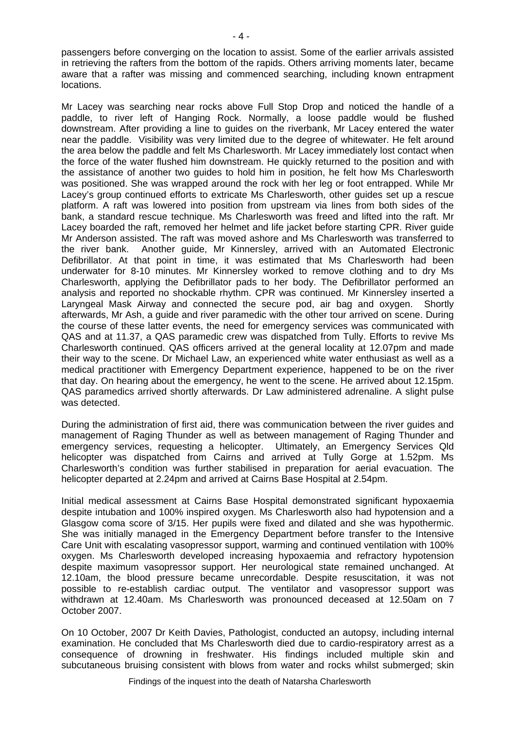passengers before converging on the location to assist. Some of the earlier arrivals assisted in retrieving the rafters from the bottom of the rapids. Others arriving moments later, became aware that a rafter was missing and commenced searching, including known entrapment locations.

Mr Lacey was searching near rocks above Full Stop Drop and noticed the handle of a paddle, to river left of Hanging Rock. Normally, a loose paddle would be flushed downstream. After providing a line to guides on the riverbank, Mr Lacey entered the water near the paddle. Visibility was very limited due to the degree of whitewater. He felt around the area below the paddle and felt Ms Charlesworth. Mr Lacey immediately lost contact when the force of the water flushed him downstream. He quickly returned to the position and with the assistance of another two guides to hold him in position, he felt how Ms Charlesworth was positioned. She was wrapped around the rock with her leg or foot entrapped. While Mr Lacey's group continued efforts to extricate Ms Charlesworth, other guides set up a rescue platform. A raft was lowered into position from upstream via lines from both sides of the bank, a standard rescue technique. Ms Charlesworth was freed and lifted into the raft. Mr Lacey boarded the raft, removed her helmet and life jacket before starting CPR. River guide Mr Anderson assisted. The raft was moved ashore and Ms Charlesworth was transferred to the river bank. Another guide, Mr Kinnersley, arrived with an Automated Electronic Defibrillator. At that point in time, it was estimated that Ms Charlesworth had been underwater for 8-10 minutes. Mr Kinnersley worked to remove clothing and to dry Ms Charlesworth, applying the Defibrillator pads to her body. The Defibrillator performed an analysis and reported no shockable rhythm. CPR was continued. Mr Kinnersley inserted a Laryngeal Mask Airway and connected the secure pod, air bag and oxygen. Shortly afterwards, Mr Ash, a guide and river paramedic with the other tour arrived on scene. During the course of these latter events, the need for emergency services was communicated with QAS and at 11.37, a QAS paramedic crew was dispatched from Tully. Efforts to revive Ms Charlesworth continued. QAS officers arrived at the general locality at 12.07pm and made their way to the scene. Dr Michael Law, an experienced white water enthusiast as well as a medical practitioner with Emergency Department experience, happened to be on the river that day. On hearing about the emergency, he went to the scene. He arrived about 12.15pm. QAS paramedics arrived shortly afterwards. Dr Law administered adrenaline. A slight pulse was detected.

During the administration of first aid, there was communication between the river guides and management of Raging Thunder as well as between management of Raging Thunder and emergency services, requesting a helicopter. Ultimately, an Emergency Services Qld helicopter was dispatched from Cairns and arrived at Tully Gorge at 1.52pm. Ms Charlesworth's condition was further stabilised in preparation for aerial evacuation. The helicopter departed at 2.24pm and arrived at Cairns Base Hospital at 2.54pm.

Initial medical assessment at Cairns Base Hospital demonstrated significant hypoxaemia despite intubation and 100% inspired oxygen. Ms Charlesworth also had hypotension and a Glasgow coma score of 3/15. Her pupils were fixed and dilated and she was hypothermic. She was initially managed in the Emergency Department before transfer to the Intensive Care Unit with escalating vasopressor support, warming and continued ventilation with 100% oxygen. Ms Charlesworth developed increasing hypoxaemia and refractory hypotension despite maximum vasopressor support. Her neurological state remained unchanged. At 12.10am, the blood pressure became unrecordable. Despite resuscitation, it was not possible to re-establish cardiac output. The ventilator and vasopressor support was withdrawn at 12.40am. Ms Charlesworth was pronounced deceased at 12.50am on 7 October 2007.

On 10 October, 2007 Dr Keith Davies, Pathologist, conducted an autopsy, including internal examination. He concluded that Ms Charlesworth died due to cardio-respiratory arrest as a consequence of drowning in freshwater. His findings included multiple skin and subcutaneous bruising consistent with blows from water and rocks whilst submerged; skin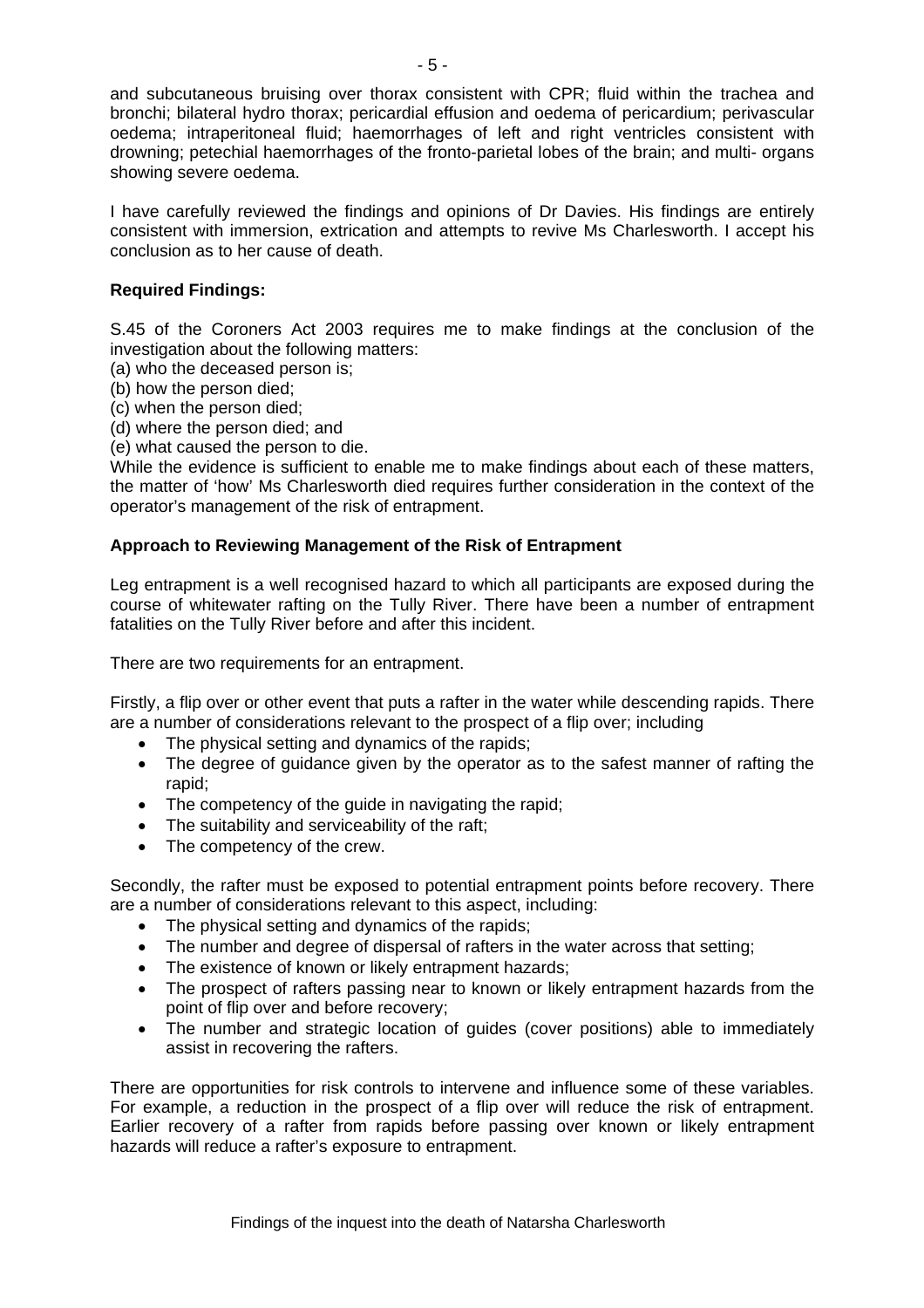and subcutaneous bruising over thorax consistent with CPR; fluid within the trachea and bronchi; bilateral hydro thorax; pericardial effusion and oedema of pericardium; perivascular oedema; intraperitoneal fluid; haemorrhages of left and right ventricles consistent with drowning; petechial haemorrhages of the fronto-parietal lobes of the brain; and multi- organs showing severe oedema.

I have carefully reviewed the findings and opinions of Dr Davies. His findings are entirely consistent with immersion, extrication and attempts to revive Ms Charlesworth. I accept his conclusion as to her cause of death.

**Required Findings:**

S.45 of the Coroners Act 2003 requires me to make findings at the conclusion of the investigation about the following matters:
(a) who the deceased person is;
(b) how the person died;
(c) when the person died;
(d) where the person died; and
(e) what caused the person to die.
While the evidence is sufficient to enable me to make findings about each of these matters, the matter of 'how' Ms Charlesworth died requires further consideration in the context of the operator's management of the risk of entrapment.

**Approach to Reviewing Management of the Risk of Entrapment**

Leg entrapment is a well recognised hazard to which all participants are exposed during the course of whitewater rafting on the Tully River. There have been a number of entrapment fatalities on the Tully River before and after this incident.

There are two requirements for an entrapment.

Firstly, a flip over or other event that puts a rafter in the water while descending rapids. There are a number of considerations relevant to the prospect of a flip over; including

- The physical setting and dynamics of the rapids;
- The degree of guidance given by the operator as to the safest manner of rafting the rapid;
- The competency of the guide in navigating the rapid;
- The suitability and serviceability of the raft;
- The competency of the crew.

Secondly, the rafter must be exposed to potential entrapment points before recovery. There are a number of considerations relevant to this aspect, including:

- The physical setting and dynamics of the rapids;
- The number and degree of dispersal of rafters in the water across that setting;
- The existence of known or likely entrapment hazards;
- The prospect of rafters passing near to known or likely entrapment hazards from the point of flip over and before recovery;
- The number and strategic location of guides (cover positions) able to immediately assist in recovering the rafters.

There are opportunities for risk controls to intervene and influence some of these variables. For example, a reduction in the prospect of a flip over will reduce the risk of entrapment. Earlier recovery of a rafter from rapids before passing over known or likely entrapment hazards will reduce a rafter's exposure to entrapment.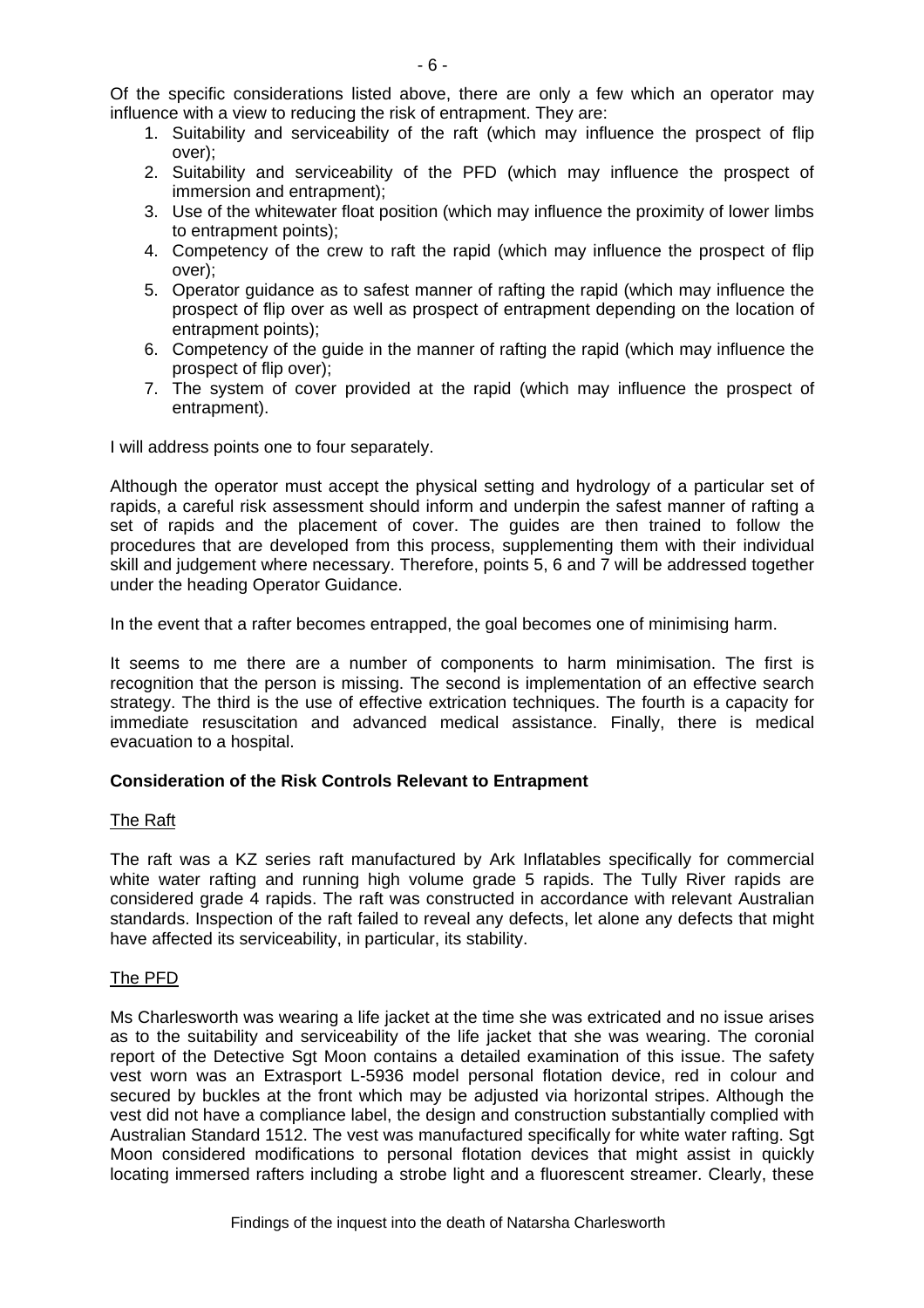Of the specific considerations listed above, there are only a few which an operator may influence with a view to reducing the risk of entrapment. They are:

1. Suitability and serviceability of the raft (which may influence the prospect of flip over);
2. Suitability and serviceability of the PFD (which may influence the prospect of immersion and entrapment);
3. Use of the whitewater float position (which may influence the proximity of lower limbs to entrapment points);
4. Competency of the crew to raft the rapid (which may influence the prospect of flip over);
5. Operator guidance as to safest manner of rafting the rapid (which may influence the prospect of flip over as well as prospect of entrapment depending on the location of entrapment points);
6. Competency of the guide in the manner of rafting the rapid (which may influence the prospect of flip over);
7. The system of cover provided at the rapid (which may influence the prospect of entrapment).

I will address points one to four separately.

Although the operator must accept the physical setting and hydrology of a particular set of rapids, a careful risk assessment should inform and underpin the safest manner of rafting a set of rapids and the placement of cover. The guides are then trained to follow the procedures that are developed from this process, supplementing them with their individual skill and judgement where necessary. Therefore, points 5, 6 and 7 will be addressed together under the heading Operator Guidance.

In the event that a rafter becomes entrapped, the goal becomes one of minimising harm.

It seems to me there are a number of components to harm minimisation. The first is recognition that the person is missing. The second is implementation of an effective search strategy. The third is the use of effective extrication techniques. The fourth is a capacity for immediate resuscitation and advanced medical assistance. Finally, there is medical evacuation to a hospital.

**Consideration of the Risk Controls Relevant to Entrapment**

The Raft

The raft was a KZ series raft manufactured by Ark Inflatables specifically for commercial white water rafting and running high volume grade 5 rapids. The Tully River rapids are considered grade 4 rapids. The raft was constructed in accordance with relevant Australian standards. Inspection of the raft failed to reveal any defects, let alone any defects that might have affected its serviceability, in particular, its stability.

The PFD

Ms Charlesworth was wearing a life jacket at the time she was extricated and no issue arises as to the suitability and serviceability of the life jacket that she was wearing. The coronial report of the Detective Sgt Moon contains a detailed examination of this issue. The safety vest worn was an Extrasport L-5936 model personal flotation device, red in colour and secured by buckles at the front which may be adjusted via horizontal stripes. Although the vest did not have a compliance label, the design and construction substantially complied with Australian Standard 1512. The vest was manufactured specifically for white water rafting. Sgt Moon considered modifications to personal flotation devices that might assist in quickly locating immersed rafters including a strobe light and a fluorescent streamer. Clearly, these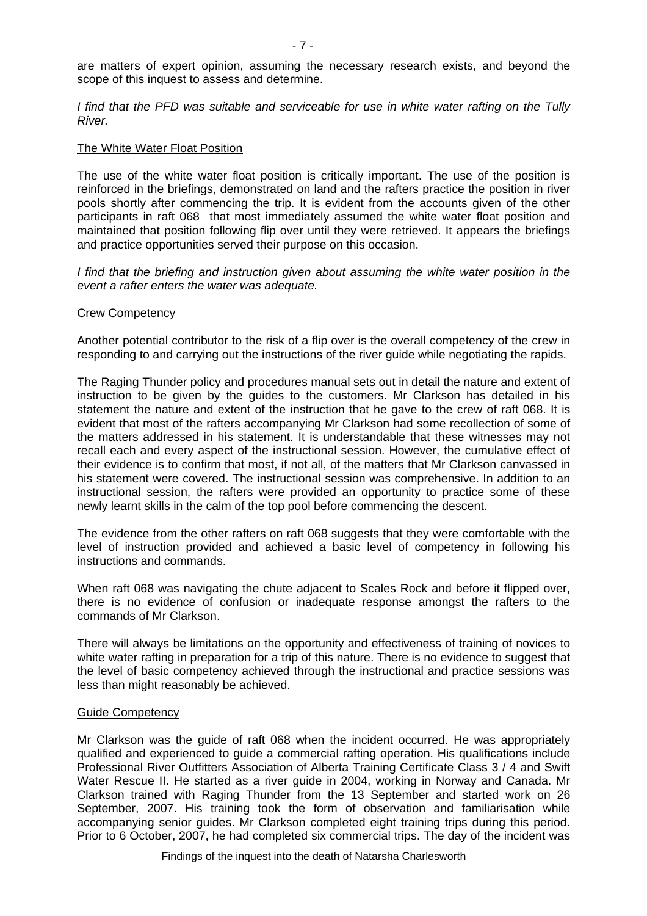are matters of expert opinion, assuming the necessary research exists, and beyond the scope of this inquest to assess and determine.

*I find that the PFD was suitable and serviceable for use in white water rafting on the Tully River.*

## The White Water Float Position

The use of the white water float position is critically important. The use of the position is reinforced in the briefings, demonstrated on land and the rafters practice the position in river pools shortly after commencing the trip. It is evident from the accounts given of the other participants in raft 068 that most immediately assumed the white water float position and maintained that position following flip over until they were retrieved. It appears the briefings and practice opportunities served their purpose on this occasion.

*I find that the briefing and instruction given about assuming the white water position in the event a rafter enters the water was adequate.*

## Crew Competency

Another potential contributor to the risk of a flip over is the overall competency of the crew in responding to and carrying out the instructions of the river guide while negotiating the rapids.

The Raging Thunder policy and procedures manual sets out in detail the nature and extent of instruction to be given by the guides to the customers. Mr Clarkson has detailed in his statement the nature and extent of the instruction that he gave to the crew of raft 068. It is evident that most of the rafters accompanying Mr Clarkson had some recollection of some of the matters addressed in his statement. It is understandable that these witnesses may not recall each and every aspect of the instructional session. However, the cumulative effect of their evidence is to confirm that most, if not all, of the matters that Mr Clarkson canvassed in his statement were covered. The instructional session was comprehensive. In addition to an instructional session, the rafters were provided an opportunity to practice some of these newly learnt skills in the calm of the top pool before commencing the descent.

The evidence from the other rafters on raft 068 suggests that they were comfortable with the level of instruction provided and achieved a basic level of competency in following his instructions and commands.

When raft 068 was navigating the chute adjacent to Scales Rock and before it flipped over, there is no evidence of confusion or inadequate response amongst the rafters to the commands of Mr Clarkson.

There will always be limitations on the opportunity and effectiveness of training of novices to white water rafting in preparation for a trip of this nature. There is no evidence to suggest that the level of basic competency achieved through the instructional and practice sessions was less than might reasonably be achieved.

## Guide Competency

Mr Clarkson was the guide of raft 068 when the incident occurred. He was appropriately qualified and experienced to guide a commercial rafting operation. His qualifications include Professional River Outfitters Association of Alberta Training Certificate Class 3 / 4 and Swift Water Rescue II. He started as a river guide in 2004, working in Norway and Canada. Mr Clarkson trained with Raging Thunder from the 13 September and started work on 26 September, 2007. His training took the form of observation and familiarisation while accompanying senior guides. Mr Clarkson completed eight training trips during this period. Prior to 6 October, 2007, he had completed six commercial trips. The day of the incident was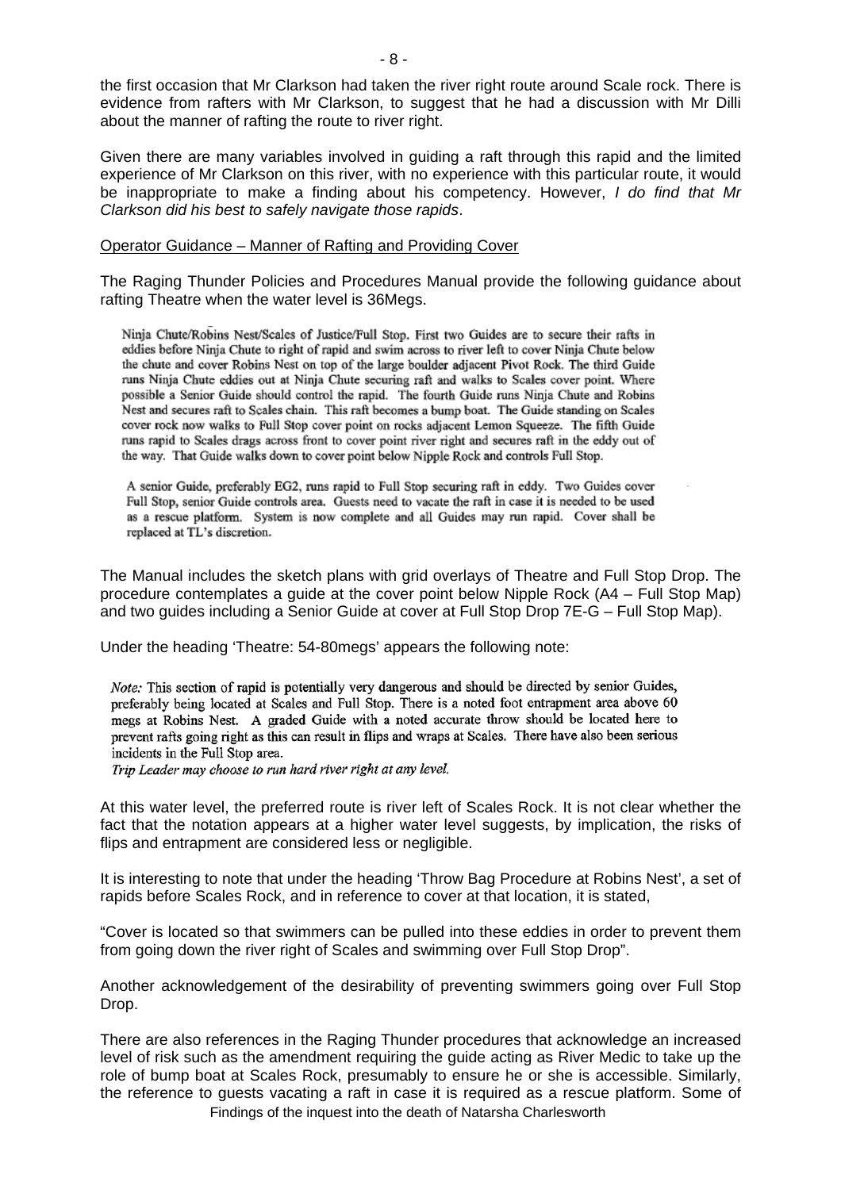the first occasion that Mr Clarkson had taken the river right route around Scale rock. There is evidence from rafters with Mr Clarkson, to suggest that he had a discussion with Mr Dilli about the manner of rafting the route to river right.

Given there are many variables involved in guiding a raft through this rapid and the limited experience of Mr Clarkson on this river, with no experience with this particular route, it would be inappropriate to make a finding about his competency. However, *I do find that Mr Clarkson did his best to safely navigate those rapids*.

Operator Guidance – Manner of Rafting and Providing Cover

The Raging Thunder Policies and Procedures Manual provide the following guidance about rafting Theatre when the water level is 36Megs.

> Ninja Chute/Robins Nest/Scales of Justice/Full Stop. First two Guides are to secure their rafts in eddies before Ninja Chute to right of rapid and swim across to river left to cover Ninja Chute below the chute and cover Robins Nest on top of the large boulder adjacent Pivot Rock. The third Guide runs Ninja Chute eddies out at Ninja Chute securing raft and walks to Scales cover point. Where possible a Senior Guide should control the rapid. The fourth Guide runs Ninja Chute and Robins Nest and secures raft to Scales chain. This raft becomes a bump boat. The Guide standing on Scales cover rock now walks to Full Stop cover point on rocks adjacent Lemon Squeeze. The fifth Guide runs rapid to Scales drags across front to cover point river right and secures raft in the eddy out of the way. That Guide walks down to cover point below Nipple Rock and controls Full Stop.
>
> A senior Guide, preferably EG2, runs rapid to Full Stop securing raft in eddy. Two Guides cover Full Stop, senior Guide controls area. Guests need to vacate the raft in case it is needed to be used as a rescue platform. System is now complete and all Guides may run rapid. Cover shall be replaced at TL's discretion.

The Manual includes the sketch plans with grid overlays of Theatre and Full Stop Drop. The procedure contemplates a guide at the cover point below Nipple Rock (A4 – Full Stop Map) and two guides including a Senior Guide at cover at Full Stop Drop 7E-G – Full Stop Map).

Under the heading 'Theatre: 54-80megs' appears the following note:

> *Note:* This section of rapid is potentially very dangerous and should be directed by senior Guides, preferably being located at Scales and Full Stop. There is a noted foot entrapment area above 60 megs at Robins Nest. A graded Guide with a noted accurate throw should be located here to prevent rafts going right as this can result in flips and wraps at Scales. There have also been serious incidents in the Full Stop area.
> *Trip Leader may choose to run hard river right at any level.*

At this water level, the preferred route is river left of Scales Rock. It is not clear whether the fact that the notation appears at a higher water level suggests, by implication, the risks of flips and entrapment are considered less or negligible.

It is interesting to note that under the heading 'Throw Bag Procedure at Robins Nest', a set of rapids before Scales Rock, and in reference to cover at that location, it is stated,

"Cover is located so that swimmers can be pulled into these eddies in order to prevent them from going down the river right of Scales and swimming over Full Stop Drop".

Another acknowledgement of the desirability of preventing swimmers going over Full Stop Drop.

There are also references in the Raging Thunder procedures that acknowledge an increased level of risk such as the amendment requiring the guide acting as River Medic to take up the role of bump boat at Scales Rock, presumably to ensure he or she is accessible. Similarly, the reference to guests vacating a raft in case it is required as a rescue platform. Some of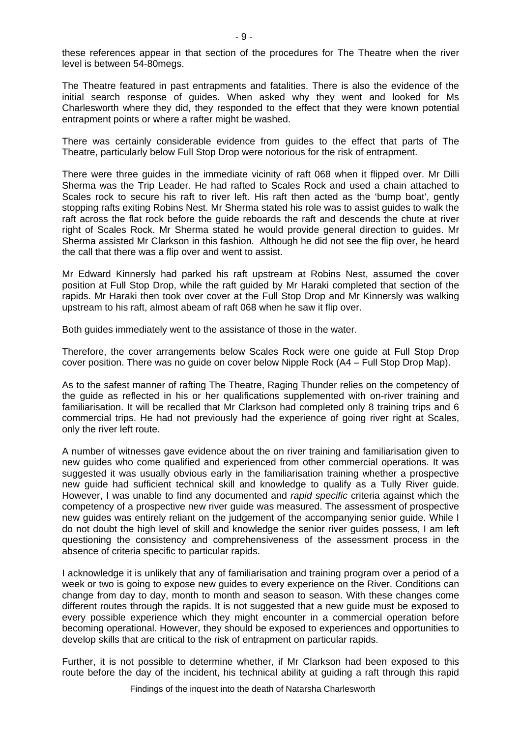these references appear in that section of the procedures for The Theatre when the river level is between 54-80megs.

The Theatre featured in past entrapments and fatalities. There is also the evidence of the initial search response of guides. When asked why they went and looked for Ms Charlesworth where they did, they responded to the effect that they were known potential entrapment points or where a rafter might be washed.

There was certainly considerable evidence from guides to the effect that parts of The Theatre, particularly below Full Stop Drop were notorious for the risk of entrapment.

There were three guides in the immediate vicinity of raft 068 when it flipped over. Mr Dilli Sherma was the Trip Leader. He had rafted to Scales Rock and used a chain attached to Scales rock to secure his raft to river left. His raft then acted as the 'bump boat', gently stopping rafts exiting Robins Nest. Mr Sherma stated his role was to assist guides to walk the raft across the flat rock before the guide reboards the raft and descends the chute at river right of Scales Rock. Mr Sherma stated he would provide general direction to guides. Mr Sherma assisted Mr Clarkson in this fashion. Although he did not see the flip over, he heard the call that there was a flip over and went to assist.

Mr Edward Kinnersly had parked his raft upstream at Robins Nest, assumed the cover position at Full Stop Drop, while the raft guided by Mr Haraki completed that section of the rapids. Mr Haraki then took over cover at the Full Stop Drop and Mr Kinnersly was walking upstream to his raft, almost abeam of raft 068 when he saw it flip over.

Both guides immediately went to the assistance of those in the water.

Therefore, the cover arrangements below Scales Rock were one guide at Full Stop Drop cover position. There was no guide on cover below Nipple Rock (A4 – Full Stop Drop Map).

As to the safest manner of rafting The Theatre, Raging Thunder relies on the competency of the guide as reflected in his or her qualifications supplemented with on-river training and familiarisation. It will be recalled that Mr Clarkson had completed only 8 training trips and 6 commercial trips. He had not previously had the experience of going river right at Scales, only the river left route.

A number of witnesses gave evidence about the on river training and familiarisation given to new guides who come qualified and experienced from other commercial operations. It was suggested it was usually obvious early in the familiarisation training whether a prospective new guide had sufficient technical skill and knowledge to qualify as a Tully River guide. However, I was unable to find any documented and *rapid specific* criteria against which the competency of a prospective new river guide was measured. The assessment of prospective new guides was entirely reliant on the judgement of the accompanying senior guide. While I do not doubt the high level of skill and knowledge the senior river guides possess, I am left questioning the consistency and comprehensiveness of the assessment process in the absence of criteria specific to particular rapids.

I acknowledge it is unlikely that any of familiarisation and training program over a period of a week or two is going to expose new guides to every experience on the River. Conditions can change from day to day, month to month and season to season. With these changes come different routes through the rapids. It is not suggested that a new guide must be exposed to every possible experience which they might encounter in a commercial operation before becoming operational. However, they should be exposed to experiences and opportunities to develop skills that are critical to the risk of entrapment on particular rapids.

Further, it is not possible to determine whether, if Mr Clarkson had been exposed to this route before the day of the incident, his technical ability at guiding a raft through this rapid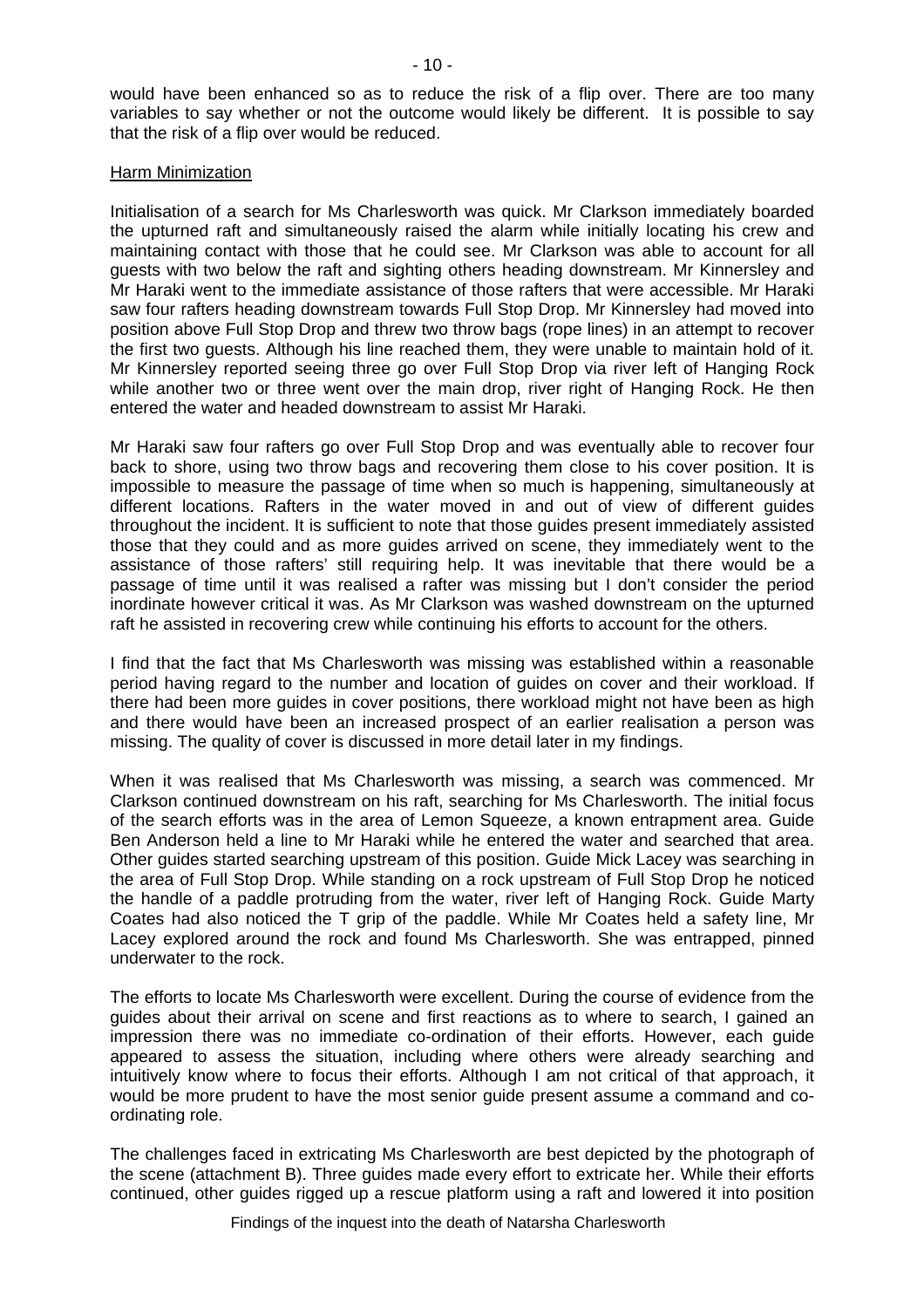would have been enhanced so as to reduce the risk of a flip over. There are too many variables to say whether or not the outcome would likely be different. It is possible to say that the risk of a flip over would be reduced.

<u>Harm Minimization</u>

Initialisation of a search for Ms Charlesworth was quick. Mr Clarkson immediately boarded the upturned raft and simultaneously raised the alarm while initially locating his crew and maintaining contact with those that he could see. Mr Clarkson was able to account for all guests with two below the raft and sighting others heading downstream. Mr Kinnersley and Mr Haraki went to the immediate assistance of those rafters that were accessible. Mr Haraki saw four rafters heading downstream towards Full Stop Drop. Mr Kinnersley had moved into position above Full Stop Drop and threw two throw bags (rope lines) in an attempt to recover the first two guests. Although his line reached them, they were unable to maintain hold of it. Mr Kinnersley reported seeing three go over Full Stop Drop via river left of Hanging Rock while another two or three went over the main drop, river right of Hanging Rock. He then entered the water and headed downstream to assist Mr Haraki.

Mr Haraki saw four rafters go over Full Stop Drop and was eventually able to recover four back to shore, using two throw bags and recovering them close to his cover position. It is impossible to measure the passage of time when so much is happening, simultaneously at different locations. Rafters in the water moved in and out of view of different guides throughout the incident. It is sufficient to note that those guides present immediately assisted those that they could and as more guides arrived on scene, they immediately went to the assistance of those rafters' still requiring help. It was inevitable that there would be a passage of time until it was realised a rafter was missing but I don't consider the period inordinate however critical it was. As Mr Clarkson was washed downstream on the upturned raft he assisted in recovering crew while continuing his efforts to account for the others.

I find that the fact that Ms Charlesworth was missing was established within a reasonable period having regard to the number and location of guides on cover and their workload. If there had been more guides in cover positions, there workload might not have been as high and there would have been an increased prospect of an earlier realisation a person was missing. The quality of cover is discussed in more detail later in my findings.

When it was realised that Ms Charlesworth was missing, a search was commenced. Mr Clarkson continued downstream on his raft, searching for Ms Charlesworth. The initial focus of the search efforts was in the area of Lemon Squeeze, a known entrapment area. Guide Ben Anderson held a line to Mr Haraki while he entered the water and searched that area. Other guides started searching upstream of this position. Guide Mick Lacey was searching in the area of Full Stop Drop. While standing on a rock upstream of Full Stop Drop he noticed the handle of a paddle protruding from the water, river left of Hanging Rock. Guide Marty Coates had also noticed the T grip of the paddle. While Mr Coates held a safety line, Mr Lacey explored around the rock and found Ms Charlesworth. She was entrapped, pinned underwater to the rock.

The efforts to locate Ms Charlesworth were excellent. During the course of evidence from the guides about their arrival on scene and first reactions as to where to search, I gained an impression there was no immediate co-ordination of their efforts. However, each guide appeared to assess the situation, including where others were already searching and intuitively know where to focus their efforts. Although I am not critical of that approach, it would be more prudent to have the most senior guide present assume a command and co-ordinating role.

The challenges faced in extricating Ms Charlesworth are best depicted by the photograph of the scene (attachment B). Three guides made every effort to extricate her. While their efforts continued, other guides rigged up a rescue platform using a raft and lowered it into position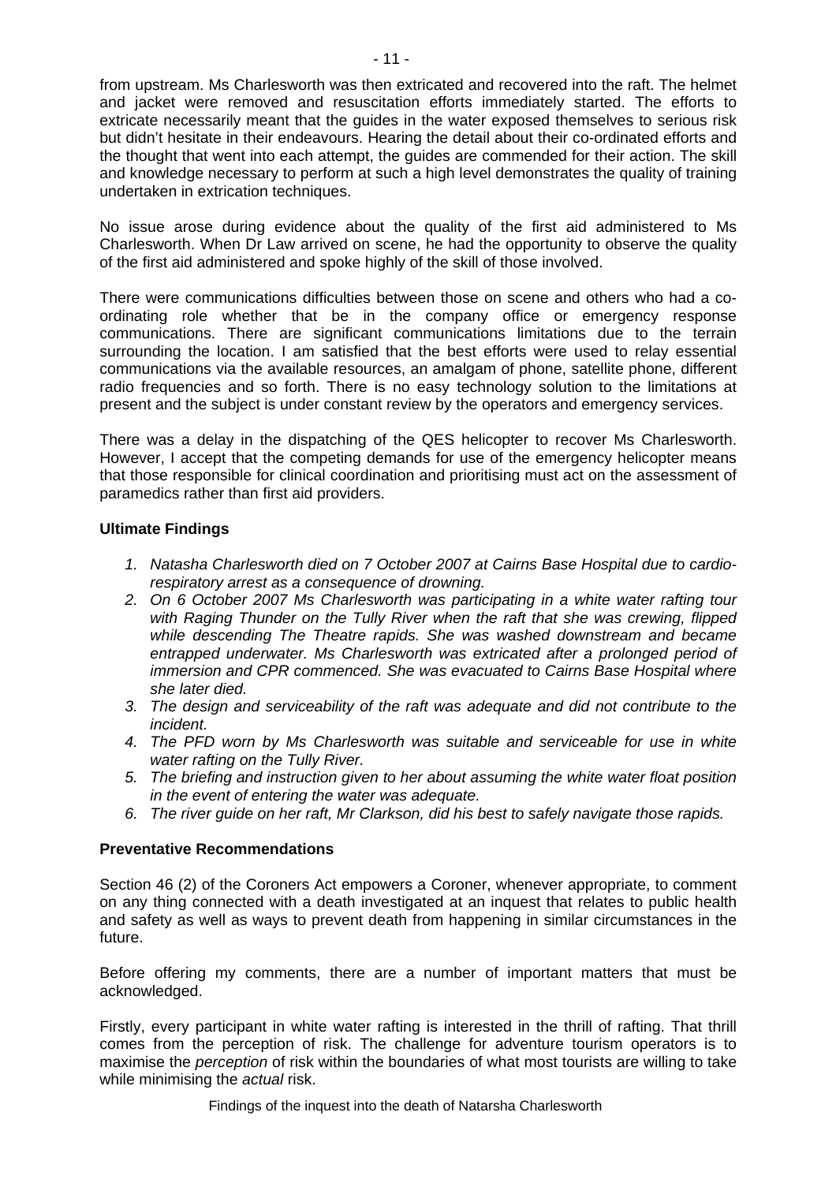from upstream. Ms Charlesworth was then extricated and recovered into the raft. The helmet and jacket were removed and resuscitation efforts immediately started. The efforts to extricate necessarily meant that the guides in the water exposed themselves to serious risk but didn't hesitate in their endeavours. Hearing the detail about their co-ordinated efforts and the thought that went into each attempt, the guides are commended for their action. The skill and knowledge necessary to perform at such a high level demonstrates the quality of training undertaken in extrication techniques.

No issue arose during evidence about the quality of the first aid administered to Ms Charlesworth. When Dr Law arrived on scene, he had the opportunity to observe the quality of the first aid administered and spoke highly of the skill of those involved.

There were communications difficulties between those on scene and others who had a co-ordinating role whether that be in the company office or emergency response communications. There are significant communications limitations due to the terrain surrounding the location. I am satisfied that the best efforts were used to relay essential communications via the available resources, an amalgam of phone, satellite phone, different radio frequencies and so forth. There is no easy technology solution to the limitations at present and the subject is under constant review by the operators and emergency services.

There was a delay in the dispatching of the QES helicopter to recover Ms Charlesworth. However, I accept that the competing demands for use of the emergency helicopter means that those responsible for clinical coordination and prioritising must act on the assessment of paramedics rather than first aid providers.

**Ultimate Findings**

1. *Natasha Charlesworth died on 7 October 2007 at Cairns Base Hospital due to cardio-respiratory arrest as a consequence of drowning.*
2. *On 6 October 2007 Ms Charlesworth was participating in a white water rafting tour with Raging Thunder on the Tully River when the raft that she was crewing, flipped while descending The Theatre rapids. She was washed downstream and became entrapped underwater. Ms Charlesworth was extricated after a prolonged period of immersion and CPR commenced. She was evacuated to Cairns Base Hospital where she later died.*
3. *The design and serviceability of the raft was adequate and did not contribute to the incident.*
4. *The PFD worn by Ms Charlesworth was suitable and serviceable for use in white water rafting on the Tully River.*
5. *The briefing and instruction given to her about assuming the white water float position in the event of entering the water was adequate.*
6. *The river guide on her raft, Mr Clarkson, did his best to safely navigate those rapids.*

**Preventative Recommendations**

Section 46 (2) of the Coroners Act empowers a Coroner, whenever appropriate, to comment on any thing connected with a death investigated at an inquest that relates to public health and safety as well as ways to prevent death from happening in similar circumstances in the future.

Before offering my comments, there are a number of important matters that must be acknowledged.

Firstly, every participant in white water rafting is interested in the thrill of rafting. That thrill comes from the perception of risk. The challenge for adventure tourism operators is to maximise the *perception* of risk within the boundaries of what most tourists are willing to take while minimising the *actual* risk.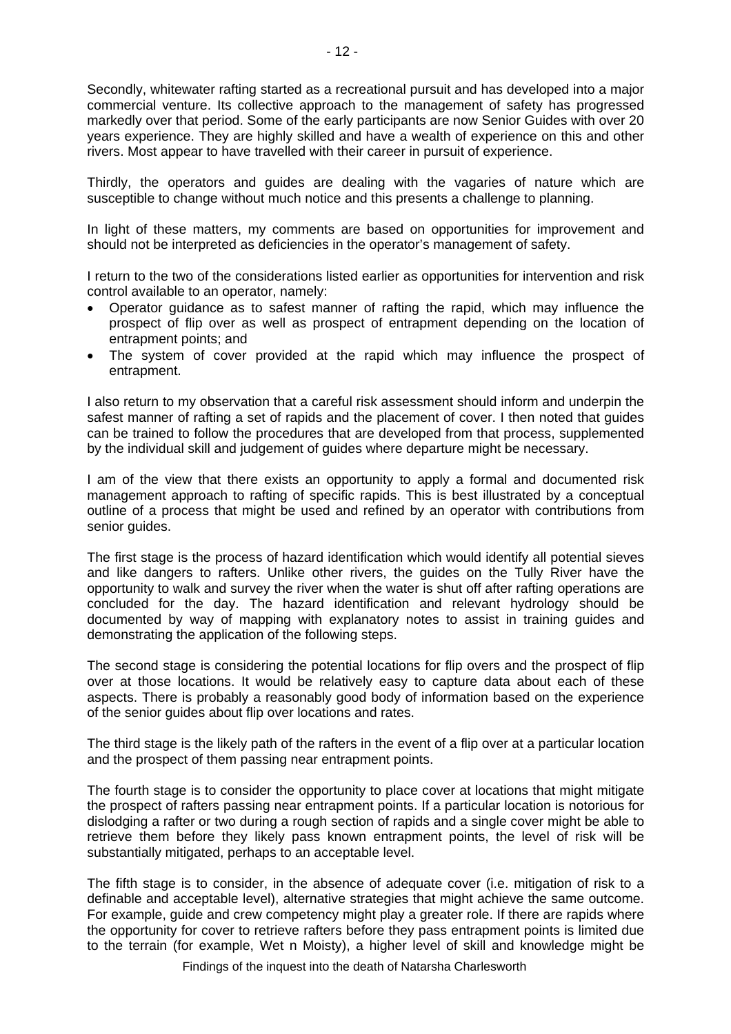Secondly, whitewater rafting started as a recreational pursuit and has developed into a major commercial venture. Its collective approach to the management of safety has progressed markedly over that period. Some of the early participants are now Senior Guides with over 20 years experience. They are highly skilled and have a wealth of experience on this and other rivers. Most appear to have travelled with their career in pursuit of experience.

Thirdly, the operators and guides are dealing with the vagaries of nature which are susceptible to change without much notice and this presents a challenge to planning.

In light of these matters, my comments are based on opportunities for improvement and should not be interpreted as deficiencies in the operator's management of safety.

I return to the two of the considerations listed earlier as opportunities for intervention and risk control available to an operator, namely:

- Operator guidance as to safest manner of rafting the rapid, which may influence the prospect of flip over as well as prospect of entrapment depending on the location of entrapment points; and
- The system of cover provided at the rapid which may influence the prospect of entrapment.

I also return to my observation that a careful risk assessment should inform and underpin the safest manner of rafting a set of rapids and the placement of cover. I then noted that guides can be trained to follow the procedures that are developed from that process, supplemented by the individual skill and judgement of guides where departure might be necessary.

I am of the view that there exists an opportunity to apply a formal and documented risk management approach to rafting of specific rapids. This is best illustrated by a conceptual outline of a process that might be used and refined by an operator with contributions from senior guides.

The first stage is the process of hazard identification which would identify all potential sieves and like dangers to rafters. Unlike other rivers, the guides on the Tully River have the opportunity to walk and survey the river when the water is shut off after rafting operations are concluded for the day. The hazard identification and relevant hydrology should be documented by way of mapping with explanatory notes to assist in training guides and demonstrating the application of the following steps.

The second stage is considering the potential locations for flip overs and the prospect of flip over at those locations. It would be relatively easy to capture data about each of these aspects. There is probably a reasonably good body of information based on the experience of the senior guides about flip over locations and rates.

The third stage is the likely path of the rafters in the event of a flip over at a particular location and the prospect of them passing near entrapment points.

The fourth stage is to consider the opportunity to place cover at locations that might mitigate the prospect of rafters passing near entrapment points. If a particular location is notorious for dislodging a rafter or two during a rough section of rapids and a single cover might be able to retrieve them before they likely pass known entrapment points, the level of risk will be substantially mitigated, perhaps to an acceptable level.

The fifth stage is to consider, in the absence of adequate cover (i.e. mitigation of risk to a definable and acceptable level), alternative strategies that might achieve the same outcome. For example, guide and crew competency might play a greater role. If there are rapids where the opportunity for cover to retrieve rafters before they pass entrapment points is limited due to the terrain (for example, Wet n Moisty), a higher level of skill and knowledge might be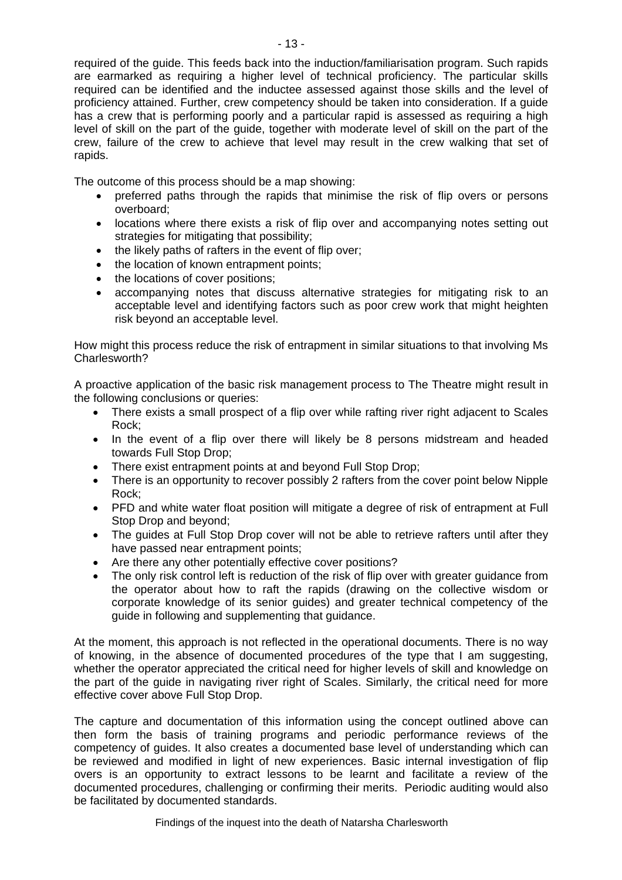required of the guide. This feeds back into the induction/familiarisation program. Such rapids are earmarked as requiring a higher level of technical proficiency. The particular skills required can be identified and the inductee assessed against those skills and the level of proficiency attained. Further, crew competency should be taken into consideration. If a guide has a crew that is performing poorly and a particular rapid is assessed as requiring a high level of skill on the part of the guide, together with moderate level of skill on the part of the crew, failure of the crew to achieve that level may result in the crew walking that set of rapids.

The outcome of this process should be a map showing:

- preferred paths through the rapids that minimise the risk of flip overs or persons overboard;
- locations where there exists a risk of flip over and accompanying notes setting out strategies for mitigating that possibility;
- the likely paths of rafters in the event of flip over;
- the location of known entrapment points;
- the locations of cover positions;
- accompanying notes that discuss alternative strategies for mitigating risk to an acceptable level and identifying factors such as poor crew work that might heighten risk beyond an acceptable level.

How might this process reduce the risk of entrapment in similar situations to that involving Ms Charlesworth?

A proactive application of the basic risk management process to The Theatre might result in the following conclusions or queries:

- There exists a small prospect of a flip over while rafting river right adjacent to Scales Rock;
- In the event of a flip over there will likely be 8 persons midstream and headed towards Full Stop Drop;
- There exist entrapment points at and beyond Full Stop Drop;
- There is an opportunity to recover possibly 2 rafters from the cover point below Nipple Rock;
- PFD and white water float position will mitigate a degree of risk of entrapment at Full Stop Drop and beyond;
- The guides at Full Stop Drop cover will not be able to retrieve rafters until after they have passed near entrapment points;
- Are there any other potentially effective cover positions?
- The only risk control left is reduction of the risk of flip over with greater guidance from the operator about how to raft the rapids (drawing on the collective wisdom or corporate knowledge of its senior guides) and greater technical competency of the guide in following and supplementing that guidance.

At the moment, this approach is not reflected in the operational documents. There is no way of knowing, in the absence of documented procedures of the type that I am suggesting, whether the operator appreciated the critical need for higher levels of skill and knowledge on the part of the guide in navigating river right of Scales. Similarly, the critical need for more effective cover above Full Stop Drop.

The capture and documentation of this information using the concept outlined above can then form the basis of training programs and periodic performance reviews of the competency of guides. It also creates a documented base level of understanding which can be reviewed and modified in light of new experiences. Basic internal investigation of flip overs is an opportunity to extract lessons to be learnt and facilitate a review of the documented procedures, challenging or confirming their merits. Periodic auditing would also be facilitated by documented standards.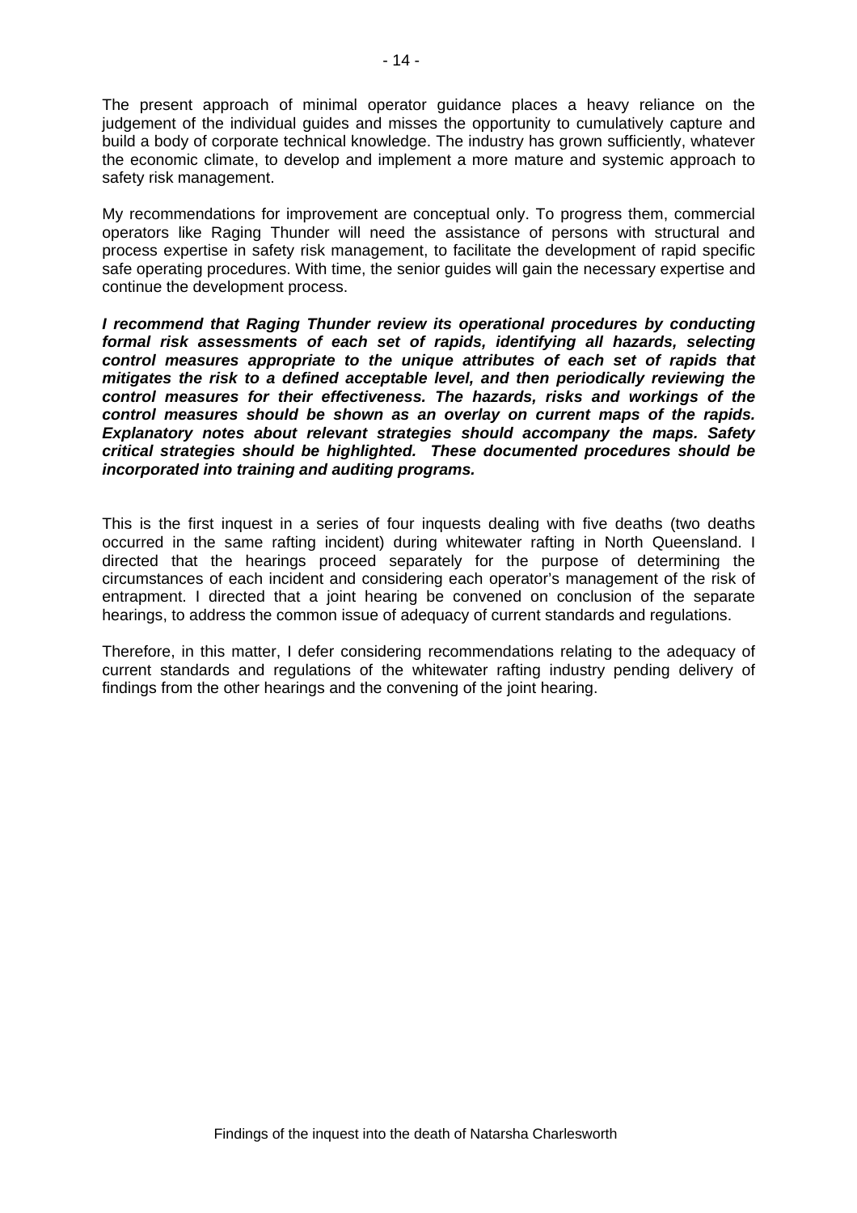The present approach of minimal operator guidance places a heavy reliance on the judgement of the individual guides and misses the opportunity to cumulatively capture and build a body of corporate technical knowledge. The industry has grown sufficiently, whatever the economic climate, to develop and implement a more mature and systemic approach to safety risk management.

My recommendations for improvement are conceptual only. To progress them, commercial operators like Raging Thunder will need the assistance of persons with structural and process expertise in safety risk management, to facilitate the development of rapid specific safe operating procedures. With time, the senior guides will gain the necessary expertise and continue the development process.

***I recommend that Raging Thunder review its operational procedures by conducting formal risk assessments of each set of rapids, identifying all hazards, selecting control measures appropriate to the unique attributes of each set of rapids that mitigates the risk to a defined acceptable level, and then periodically reviewing the control measures for their effectiveness. The hazards, risks and workings of the control measures should be shown as an overlay on current maps of the rapids. Explanatory notes about relevant strategies should accompany the maps. Safety critical strategies should be highlighted. These documented procedures should be incorporated into training and auditing programs.***

This is the first inquest in a series of four inquests dealing with five deaths (two deaths occurred in the same rafting incident) during whitewater rafting in North Queensland. I directed that the hearings proceed separately for the purpose of determining the circumstances of each incident and considering each operator's management of the risk of entrapment. I directed that a joint hearing be convened on conclusion of the separate hearings, to address the common issue of adequacy of current standards and regulations.

Therefore, in this matter, I defer considering recommendations relating to the adequacy of current standards and regulations of the whitewater rafting industry pending delivery of findings from the other hearings and the convening of the joint hearing.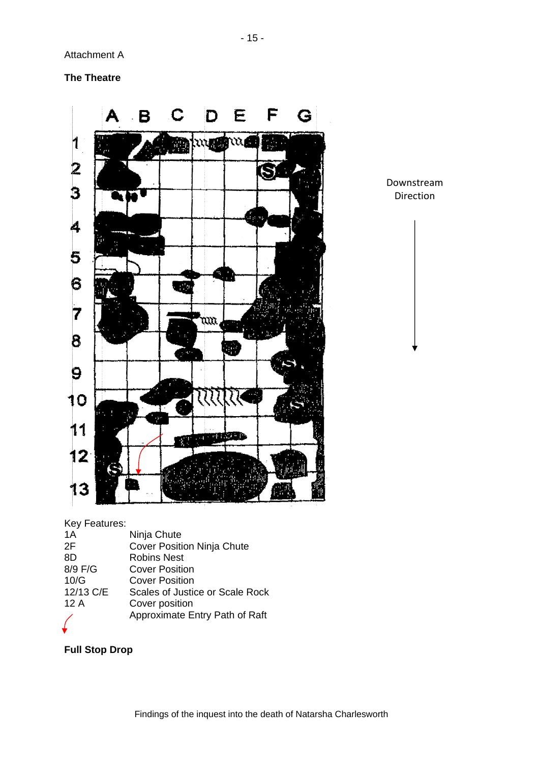Attachment A

**The Theatre**

Downstream Direction

Key Features:

| | |
|---|---|
| 1A | Ninja Chute |
| 2F | Cover Position Ninja Chute |
| 8D | Robins Nest |
| 8/9 F/G | Cover Position |
| 10/G | Cover Position |
| 12/13 C/E | Scales of Justice or Scale Rock |
| 12 A | Cover position |
| | Approximate Entry Path of Raft |

**Full Stop Drop**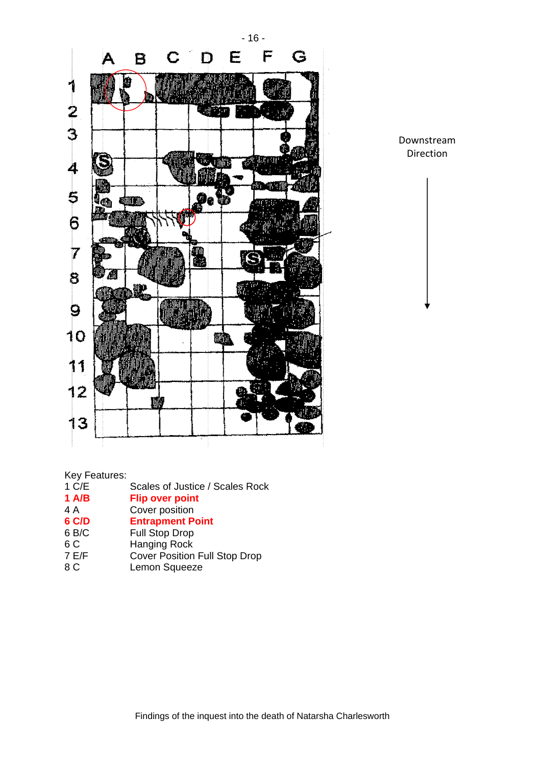Downstream Direction

Key Features:

| | |
|---|---|
| 1 C/E | Scales of Justice / Scales Rock |
| **1 A/B** | **Flip over point** |
| 4 A | Cover position |
| **6 C/D** | **Entrapment Point** |
| 6 B/C | Full Stop Drop |
| 6 C | Hanging Rock |
| 7 E/F | Cover Position Full Stop Drop |
| 8 C | Lemon Squeeze |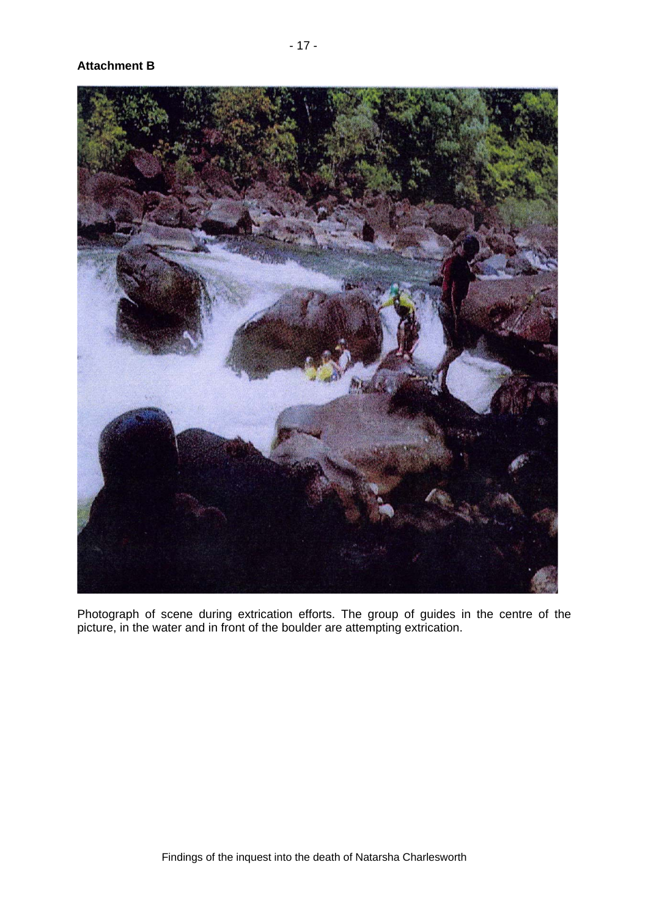**Attachment B**

Photograph of scene during extrication efforts. The group of guides in the centre of the picture, in the water and in front of the boulder are attempting extrication.